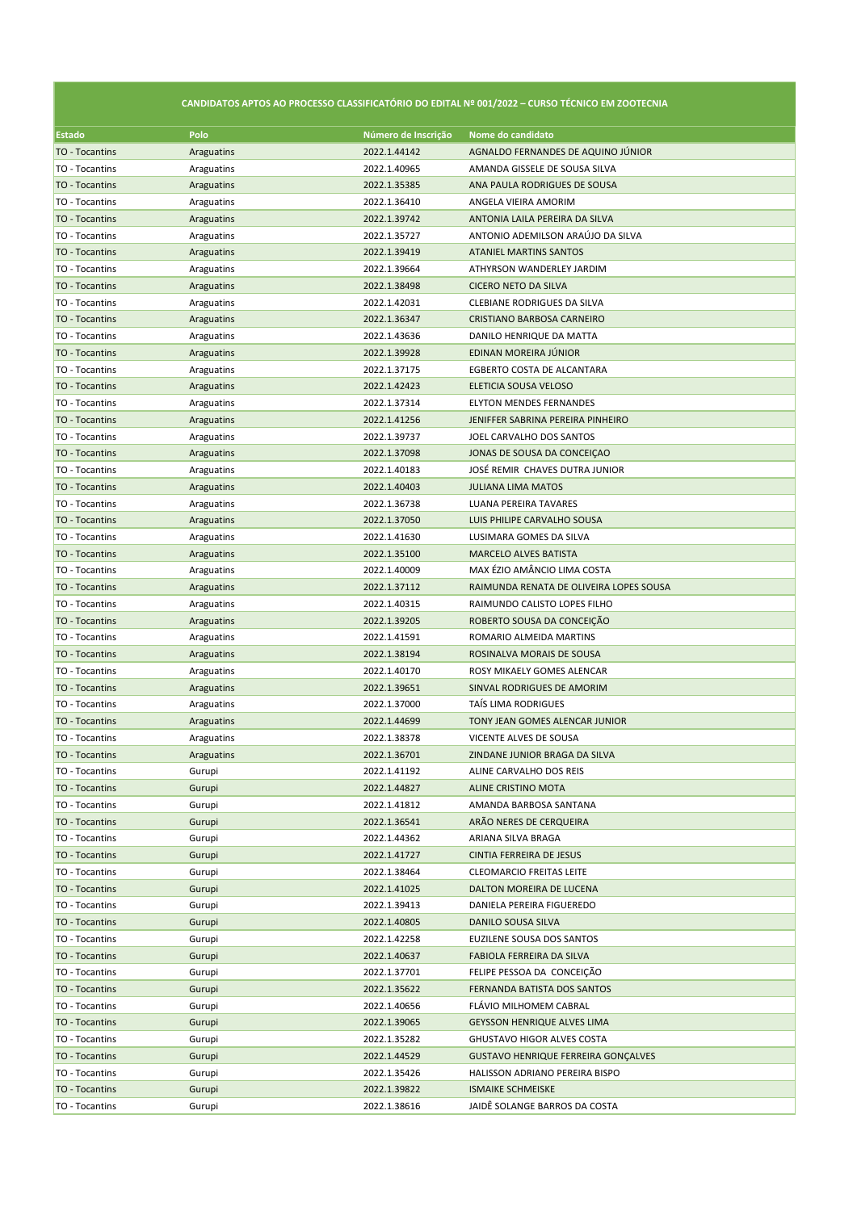| CANDIDATOS APTOS AO PROCESSO CLASSIFICATÓRIO DO EDITAL Nº 001/2022 – CURSO TÉCNICO EM ZOOTECNIA | | | |
|---|---|---|---|
| **Estado** | **Polo** | **Número de Inscrição** | **Nome do candidato** |
| TO - Tocantins | Araguatins | 2022.1.44142 | AGNALDO FERNANDES DE AQUINO JÚNIOR |
| TO - Tocantins | Araguatins | 2022.1.40965 | AMANDA GISSELE DE SOUSA SILVA |
| TO - Tocantins | Araguatins | 2022.1.35385 | ANA PAULA RODRIGUES DE SOUSA |
| TO - Tocantins | Araguatins | 2022.1.36410 | ANGELA VIEIRA AMORIM |
| TO - Tocantins | Araguatins | 2022.1.39742 | ANTONIA LAILA PEREIRA DA SILVA |
| TO - Tocantins | Araguatins | 2022.1.35727 | ANTONIO ADEMILSON ARAÚJO DA SILVA |
| TO - Tocantins | Araguatins | 2022.1.39419 | ATANIEL MARTINS SANTOS |
| TO - Tocantins | Araguatins | 2022.1.39664 | ATHYRSON WANDERLEY JARDIM |
| TO - Tocantins | Araguatins | 2022.1.38498 | CICERO NETO DA SILVA |
| TO - Tocantins | Araguatins | 2022.1.42031 | CLEBIANE RODRIGUES DA SILVA |
| TO - Tocantins | Araguatins | 2022.1.36347 | CRISTIANO BARBOSA CARNEIRO |
| TO - Tocantins | Araguatins | 2022.1.43636 | DANILO HENRIQUE DA MATTA |
| TO - Tocantins | Araguatins | 2022.1.39928 | EDINAN MOREIRA JÚNIOR |
| TO - Tocantins | Araguatins | 2022.1.37175 | EGBERTO COSTA DE ALCANTARA |
| TO - Tocantins | Araguatins | 2022.1.42423 | ELETICIA SOUSA VELOSO |
| TO - Tocantins | Araguatins | 2022.1.37314 | ELYTON MENDES FERNANDES |
| TO - Tocantins | Araguatins | 2022.1.41256 | JENIFFER SABRINA PEREIRA PINHEIRO |
| TO - Tocantins | Araguatins | 2022.1.39737 | JOEL CARVALHO DOS SANTOS |
| TO - Tocantins | Araguatins | 2022.1.37098 | JONAS DE SOUSA DA CONCEIÇAO |
| TO - Tocantins | Araguatins | 2022.1.40183 | JOSÉ REMIR CHAVES DUTRA JUNIOR |
| TO - Tocantins | Araguatins | 2022.1.40403 | JULIANA LIMA MATOS |
| TO - Tocantins | Araguatins | 2022.1.36738 | LUANA PEREIRA TAVARES |
| TO - Tocantins | Araguatins | 2022.1.37050 | LUIS PHILIPE CARVALHO SOUSA |
| TO - Tocantins | Araguatins | 2022.1.41630 | LUSIMARA GOMES DA SILVA |
| TO - Tocantins | Araguatins | 2022.1.35100 | MARCELO ALVES BATISTA |
| TO - Tocantins | Araguatins | 2022.1.40009 | MAX ÉZIO AMÂNCIO LIMA COSTA |
| TO - Tocantins | Araguatins | 2022.1.37112 | RAIMUNDA RENATA DE OLIVEIRA LOPES SOUSA |
| TO - Tocantins | Araguatins | 2022.1.40315 | RAIMUNDO CALISTO LOPES FILHO |
| TO - Tocantins | Araguatins | 2022.1.39205 | ROBERTO SOUSA DA CONCEIÇÃO |
| TO - Tocantins | Araguatins | 2022.1.41591 | ROMARIO ALMEIDA MARTINS |
| TO - Tocantins | Araguatins | 2022.1.38194 | ROSINALVA MORAIS DE SOUSA |
| TO - Tocantins | Araguatins | 2022.1.40170 | ROSY MIKAELY GOMES ALENCAR |
| TO - Tocantins | Araguatins | 2022.1.39651 | SINVAL RODRIGUES DE AMORIM |
| TO - Tocantins | Araguatins | 2022.1.37000 | TAÍS LIMA RODRIGUES |
| TO - Tocantins | Araguatins | 2022.1.44699 | TONY JEAN GOMES ALENCAR JUNIOR |
| TO - Tocantins | Araguatins | 2022.1.38378 | VICENTE ALVES DE SOUSA |
| TO - Tocantins | Araguatins | 2022.1.36701 | ZINDANE JUNIOR BRAGA DA SILVA |
| TO - Tocantins | Gurupi | 2022.1.41192 | ALINE CARVALHO DOS REIS |
| TO - Tocantins | Gurupi | 2022.1.44827 | ALINE CRISTINO MOTA |
| TO - Tocantins | Gurupi | 2022.1.41812 | AMANDA BARBOSA SANTANA |
| TO - Tocantins | Gurupi | 2022.1.36541 | ARÃO NERES DE CERQUEIRA |
| TO - Tocantins | Gurupi | 2022.1.44362 | ARIANA SILVA BRAGA |
| TO - Tocantins | Gurupi | 2022.1.41727 | CINTIA FERREIRA DE JESUS |
| TO - Tocantins | Gurupi | 2022.1.38464 | CLEOMARCIO FREITAS LEITE |
| TO - Tocantins | Gurupi | 2022.1.41025 | DALTON MOREIRA DE LUCENA |
| TO - Tocantins | Gurupi | 2022.1.39413 | DANIELA PEREIRA FIGUEREDO |
| TO - Tocantins | Gurupi | 2022.1.40805 | DANILO SOUSA SILVA |
| TO - Tocantins | Gurupi | 2022.1.42258 | EUZILENE SOUSA DOS SANTOS |
| TO - Tocantins | Gurupi | 2022.1.40637 | FABIOLA FERREIRA DA SILVA |
| TO - Tocantins | Gurupi | 2022.1.37701 | FELIPE PESSOA DA CONCEIÇÃO |
| TO - Tocantins | Gurupi | 2022.1.35622 | FERNANDA BATISTA DOS SANTOS |
| TO - Tocantins | Gurupi | 2022.1.40656 | FLÁVIO MILHOMEM CABRAL |
| TO - Tocantins | Gurupi | 2022.1.39065 | GEYSSON HENRIQUE ALVES LIMA |
| TO - Tocantins | Gurupi | 2022.1.35282 | GHUSTAVO HIGOR ALVES COSTA |
| TO - Tocantins | Gurupi | 2022.1.44529 | GUSTAVO HENRIQUE FERREIRA GONÇALVES |
| TO - Tocantins | Gurupi | 2022.1.35426 | HALISSON ADRIANO PEREIRA BISPO |
| TO - Tocantins | Gurupi | 2022.1.39822 | ISMAIKE SCHMEISKE |
| TO - Tocantins | Gurupi | 2022.1.38616 | JAIDÊ SOLANGE BARROS DA COSTA |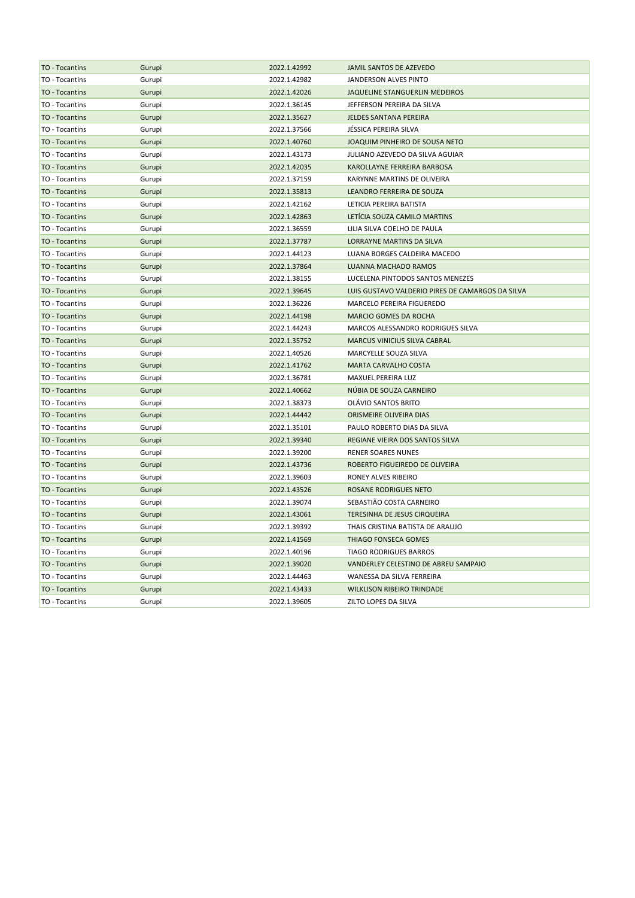| | | | |
|---|---|---|---|
| TO - Tocantins | Gurupi | 2022.1.42992 | JAMIL SANTOS DE AZEVEDO |
| TO - Tocantins | Gurupi | 2022.1.42982 | JANDERSON ALVES PINTO |
| TO - Tocantins | Gurupi | 2022.1.42026 | JAQUELINE STANGUERLIN MEDEIROS |
| TO - Tocantins | Gurupi | 2022.1.36145 | JEFFERSON PEREIRA DA SILVA |
| TO - Tocantins | Gurupi | 2022.1.35627 | JELDES SANTANA PEREIRA |
| TO - Tocantins | Gurupi | 2022.1.37566 | JÉSSICA PEREIRA SILVA |
| TO - Tocantins | Gurupi | 2022.1.40760 | JOAQUIM PINHEIRO DE SOUSA NETO |
| TO - Tocantins | Gurupi | 2022.1.43173 | JULIANO AZEVEDO DA SILVA AGUIAR |
| TO - Tocantins | Gurupi | 2022.1.42035 | KAROLLAYNE FERREIRA BARBOSA |
| TO - Tocantins | Gurupi | 2022.1.37159 | KARYNNE MARTINS DE OLIVEIRA |
| TO - Tocantins | Gurupi | 2022.1.35813 | LEANDRO FERREIRA DE SOUZA |
| TO - Tocantins | Gurupi | 2022.1.42162 | LETICIA PEREIRA BATISTA |
| TO - Tocantins | Gurupi | 2022.1.42863 | LETÍCIA SOUZA CAMILO MARTINS |
| TO - Tocantins | Gurupi | 2022.1.36559 | LILIA SILVA COELHO DE PAULA |
| TO - Tocantins | Gurupi | 2022.1.37787 | LORRAYNE MARTINS DA SILVA |
| TO - Tocantins | Gurupi | 2022.1.44123 | LUANA BORGES CALDEIRA MACEDO |
| TO - Tocantins | Gurupi | 2022.1.37864 | LUANNA MACHADO RAMOS |
| TO - Tocantins | Gurupi | 2022.1.38155 | LUCELENA PINTODOS SANTOS MENEZES |
| TO - Tocantins | Gurupi | 2022.1.39645 | LUIS GUSTAVO VALDERIO PIRES DE CAMARGOS DA SILVA |
| TO - Tocantins | Gurupi | 2022.1.36226 | MARCELO PEREIRA FIGUEREDO |
| TO - Tocantins | Gurupi | 2022.1.44198 | MARCIO GOMES DA ROCHA |
| TO - Tocantins | Gurupi | 2022.1.44243 | MARCOS ALESSANDRO RODRIGUES SILVA |
| TO - Tocantins | Gurupi | 2022.1.35752 | MARCUS VINICIUS SILVA CABRAL |
| TO - Tocantins | Gurupi | 2022.1.40526 | MARCYELLE SOUZA SILVA |
| TO - Tocantins | Gurupi | 2022.1.41762 | MARTA CARVALHO COSTA |
| TO - Tocantins | Gurupi | 2022.1.36781 | MAXUEL PEREIRA LUZ |
| TO - Tocantins | Gurupi | 2022.1.40662 | NÚBIA DE SOUZA CARNEIRO |
| TO - Tocantins | Gurupi | 2022.1.38373 | OLÁVIO SANTOS BRITO |
| TO - Tocantins | Gurupi | 2022.1.44442 | ORISMEIRE OLIVEIRA DIAS |
| TO - Tocantins | Gurupi | 2022.1.35101 | PAULO ROBERTO DIAS DA SILVA |
| TO - Tocantins | Gurupi | 2022.1.39340 | REGIANE VIEIRA DOS SANTOS SILVA |
| TO - Tocantins | Gurupi | 2022.1.39200 | RENER SOARES NUNES |
| TO - Tocantins | Gurupi | 2022.1.43736 | ROBERTO FIGUEIREDO DE OLIVEIRA |
| TO - Tocantins | Gurupi | 2022.1.39603 | RONEY ALVES RIBEIRO |
| TO - Tocantins | Gurupi | 2022.1.43526 | ROSANE RODRIGUES NETO |
| TO - Tocantins | Gurupi | 2022.1.39074 | SEBASTIÃO COSTA CARNEIRO |
| TO - Tocantins | Gurupi | 2022.1.43061 | TERESINHA DE JESUS CIRQUEIRA |
| TO - Tocantins | Gurupi | 2022.1.39392 | THAIS CRISTINA BATISTA DE ARAUJO |
| TO - Tocantins | Gurupi | 2022.1.41569 | THIAGO FONSECA GOMES |
| TO - Tocantins | Gurupi | 2022.1.40196 | TIAGO RODRIGUES BARROS |
| TO - Tocantins | Gurupi | 2022.1.39020 | VANDERLEY CELESTINO DE ABREU SAMPAIO |
| TO - Tocantins | Gurupi | 2022.1.44463 | WANESSA DA SILVA FERREIRA |
| TO - Tocantins | Gurupi | 2022.1.43433 | WILKLISON RIBEIRO TRINDADE |
| TO - Tocantins | Gurupi | 2022.1.39605 | ZILTO LOPES DA SILVA |